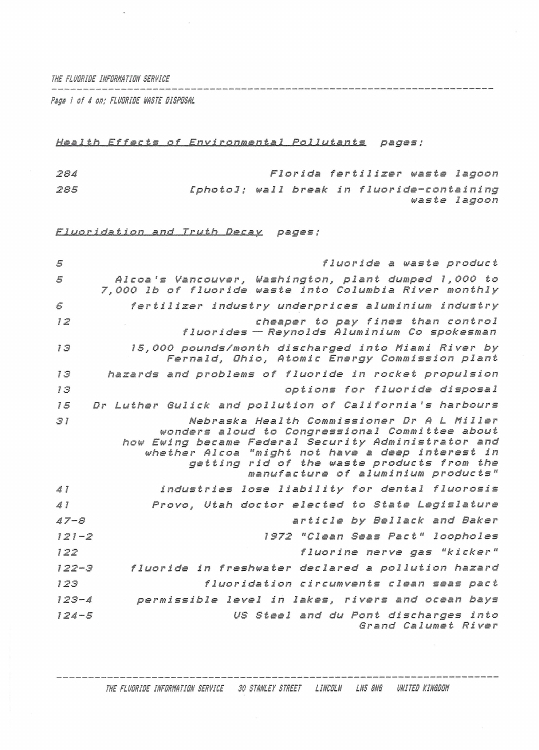*Health Effects of Environmental Pollutants* pages:

| | |
|---|---|
| 284 | Florida fertilizer waste lagoon |
| 285 | [photo]: wall break in fluoride-containing waste lagoon |

*Fluoridation and Truth Decay* pages:

| | |
|---|---|
| 5 | fluoride a waste product |
| 5 | Alcoa's Vancouver, Washington, plant dumped 1,000 to 7,000 lb of fluoride waste into Columbia River monthly |
| 6 | fertilizer industry underprices aluminium industry |
| 12 | cheaper to pay fines than control fluorides — Reynolds Aluminium Co spokesman |
| 13 | 15,000 pounds/month discharged into Miami River by Fernald, Ohio, Atomic Energy Commission plant |
| 13 | hazards and problems of fluoride in rocket propulsion |
| 13 | options for fluoride disposal |
| 15 | Dr Luther Gulick and pollution of California's harbours |
| 31 | Nebraska Health Commissioner Dr A L Miller wonders aloud to Congressional Committee about how Ewing became Federal Security Administrator and whether Alcoa "might not have a deep interest in getting rid of the waste products from the manufacture of aluminium products" |
| 41 | industries lose liability for dental fluorosis |
| 41 | Provo, Utah doctor elected to State Legislature |
| 47-8 | article by Bellack and Baker |
| 121-2 | 1972 "Clean Seas Pact" loopholes |
| 122 | fluorine nerve gas "kicker" |
| 122-3 | fluoride in freshwater declared a pollution hazard |
| 123 | fluoridation circumvents clean seas pact |
| 123-4 | permissible level in lakes, rivers and ocean bays |
| 124-5 | US Steel and du Pont discharges into Grand Calumet River |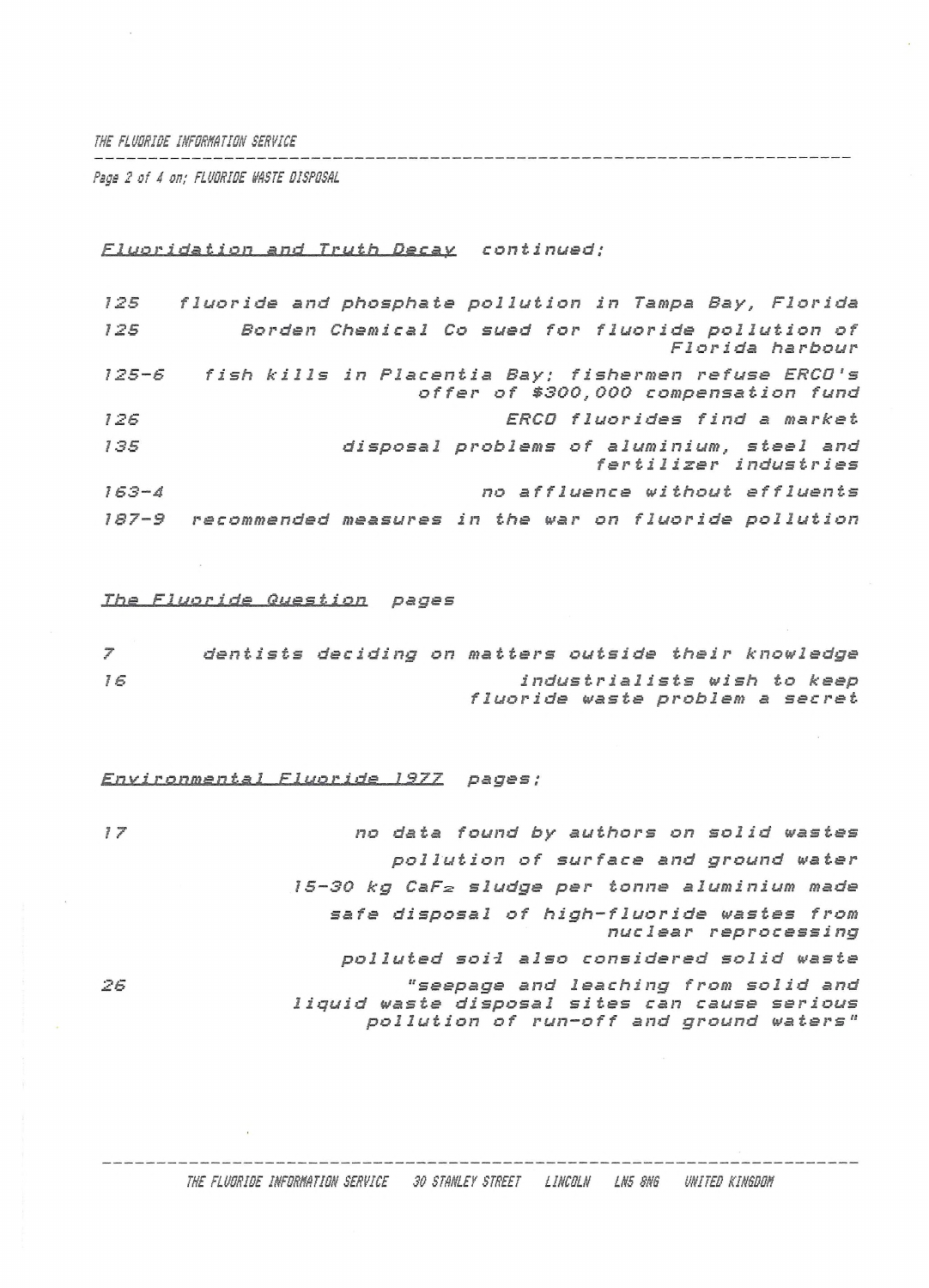*Fluoridation and Truth Decay* continued;

| | |
|---|---|
| 125 | fluoride and phosphate pollution in Tampa Bay, Florida |
| 125 | Borden Chemical Co sued for fluoride pollution of Florida harbour |
| 125-6 | fish kills in Placentia Bay; fishermen refuse ERCO's offer of $300,000 compensation fund |
| 126 | ERCO fluorides find a market |
| 135 | disposal problems of aluminium, steel and fertilizer industries |
| 163-4 | no affluence without effluents |
| 187-9 | recommended measures in the war on fluoride pollution |

*The Fluoride Question* pages

| | |
|---|---|
| 7 | dentists deciding on matters outside their knowledge |
| 16 | industrialists wish to keep fluoride waste problem a secret |

*Environmental Fluoride 1977* pages;

| | |
|---|---|
| 17 | no data found by authors on solid wastes |
| | pollution of surface and ground water |
| | 15-30 kg $CaF_2$ sludge per tonne aluminium made |
| | safe disposal of high-fluoride wastes from nuclear reprocessing |
| | polluted soil also considered solid waste |
| 26 | "seepage and leaching from solid and liquid waste disposal sites can cause serious pollution of run-off and ground waters" |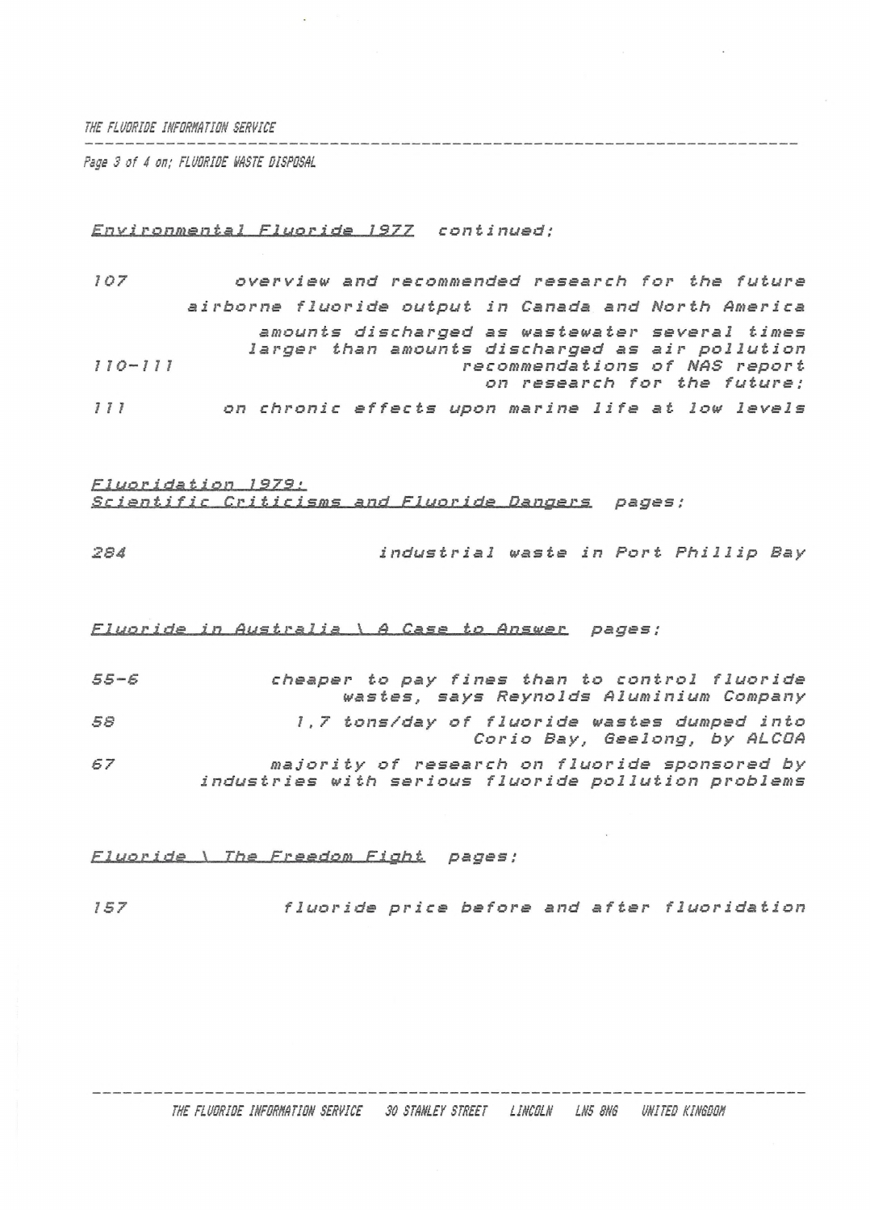*Environmental Fluoride 1977* continued:

| | |
|---|---|
| 107 | overview and recommended research for the future |
| | airborne fluoride output in Canada and North America |
| | amounts discharged as wastewater several times larger than amounts discharged as air pollution |
| 110-111 | recommendations of NAS report on research for the future: |
| 111 | on chronic effects upon marine life at low levels |

*Fluoridation 1979: Scientific Criticisms and Fluoride Dangers* pages:

| | |
|---|---|
| 284 | industrial waste in Port Phillip Bay |

*Fluoride in Australia \ A Case to Answer* pages:

| | |
|---|---|
| 55-6 | cheaper to pay fines than to control fluoride wastes, says Reynolds Aluminium Company |
| 58 | 1,7 tons/day of fluoride wastes dumped into Corio Bay, Geelong, by ALCOA |
| 67 | majority of research on fluoride sponsored by industries with serious fluoride pollution problems |

*Fluoride \ The Freedom Fight* pages:

| | |
|---|---|
| 157 | fluoride price before and after fluoridation |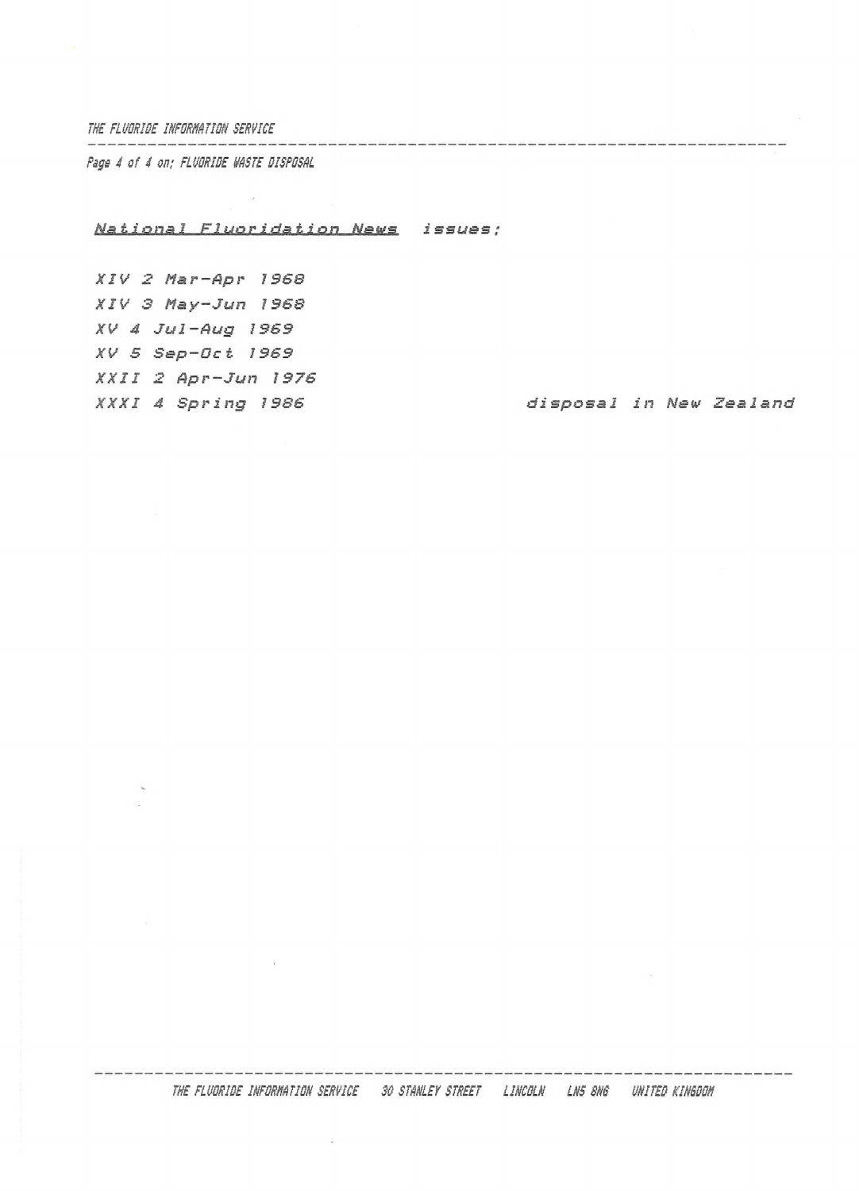National Fluoridation News issues;

XIV 2 Mar-Apr 1968
XIV 3 May-Jun 1968
XV 4 Jul-Aug 1969
XV 5 Sep-Oct 1969
XXII 2 Apr-Jun 1976
XXXI 4 Spring 1986 disposal in New Zealand